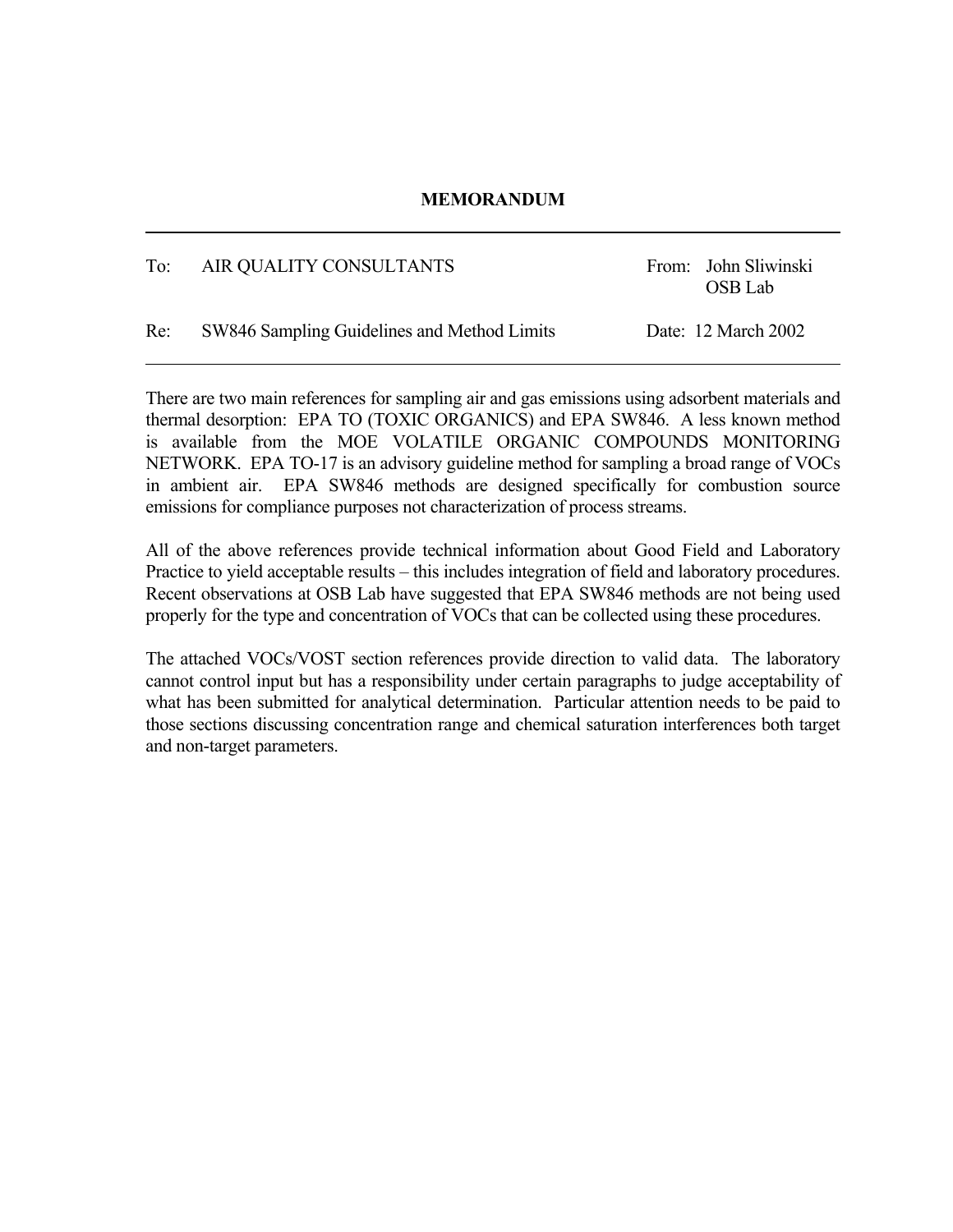**MEMORANDUM**

---

| | | | |
|---|---|---|---|
| To: | AIR QUALITY CONSULTANTS | From: | John Sliwinski<br>OSB Lab |
| Re: | SW846 Sampling Guidelines and Method Limits | Date: | 12 March 2002 |

---

There are two main references for sampling air and gas emissions using adsorbent materials and thermal desorption: EPA TO (TOXIC ORGANICS) and EPA SW846. A less known method is available from the MOE VOLATILE ORGANIC COMPOUNDS MONITORING NETWORK. EPA TO-17 is an advisory guideline method for sampling a broad range of VOCs in ambient air. EPA SW846 methods are designed specifically for combustion source emissions for compliance purposes not characterization of process streams.

All of the above references provide technical information about Good Field and Laboratory Practice to yield acceptable results – this includes integration of field and laboratory procedures. Recent observations at OSB Lab have suggested that EPA SW846 methods are not being used properly for the type and concentration of VOCs that can be collected using these procedures.

The attached VOCs/VOST section references provide direction to valid data. The laboratory cannot control input but has a responsibility under certain paragraphs to judge acceptability of what has been submitted for analytical determination. Particular attention needs to be paid to those sections discussing concentration range and chemical saturation interferences both target and non-target parameters.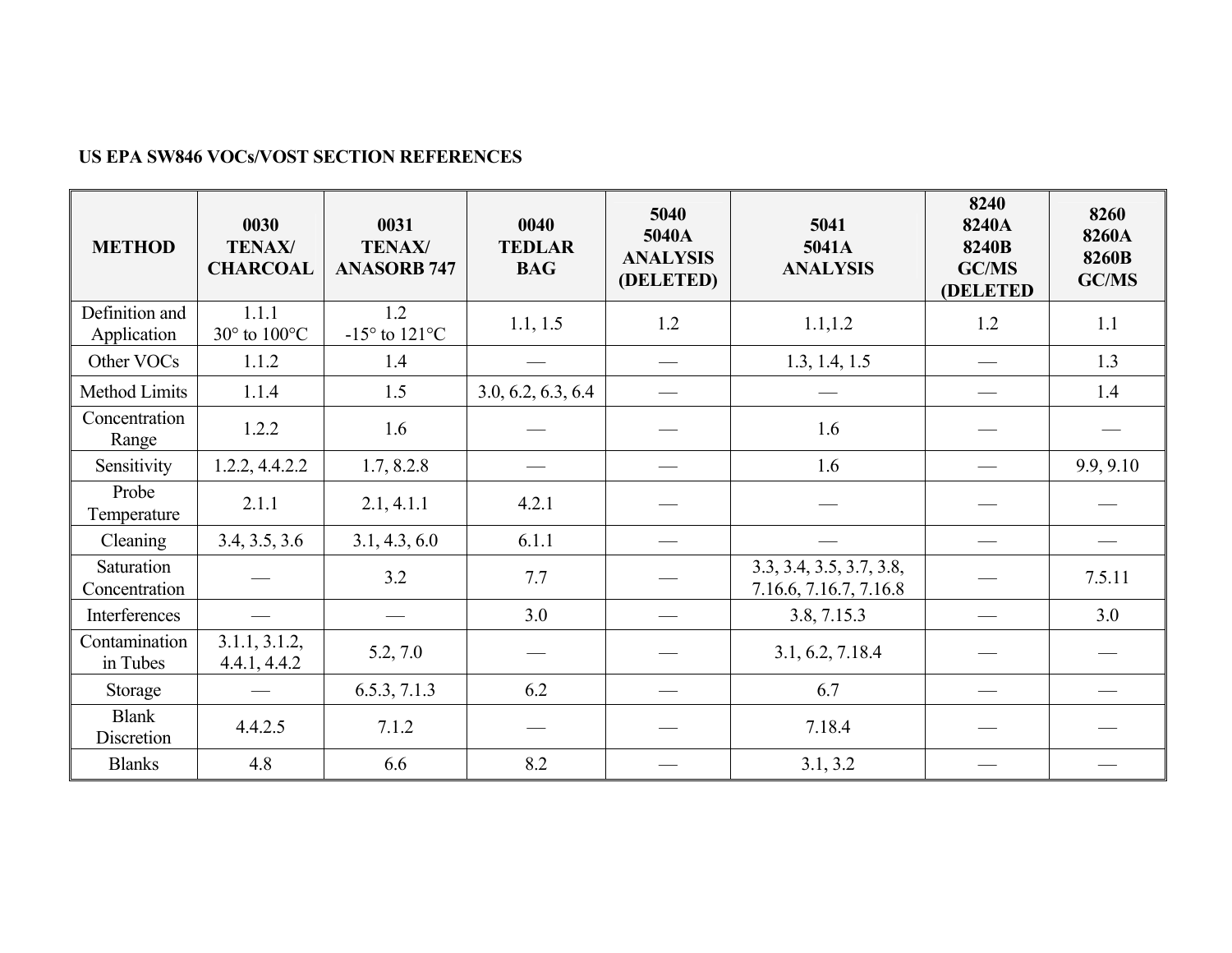**US EPA SW846 VOCs/VOST SECTION REFERENCES**

| METHOD | 0030 TENAX/ CHARCOAL | 0031 TENAX/ ANASORB 747 | 0040 TEDLAR BAG | 5040 5040A ANALYSIS (DELETED) | 5041 5041A ANALYSIS | 8240 8240A 8240B GC/MS (DELETED | 8260 8260A 8260B GC/MS |
|---|---|---|---|---|---|---|---|
| Definition and Application | 1.1.1 30° to 100°C | 1.2 -15° to 121°C | 1.1, 1.5 | 1.2 | 1.1,1.2 | 1.2 | 1.1 |
| Other VOCs | 1.1.2 | 1.4 | — | — | 1.3, 1.4, 1.5 | — | 1.3 |
| Method Limits | 1.1.4 | 1.5 | 3.0, 6.2, 6.3, 6.4 | — | — | — | 1.4 |
| Concentration Range | 1.2.2 | 1.6 | — | — | 1.6 | — | — |
| Sensitivity | 1.2.2, 4.4.2.2 | 1.7, 8.2.8 | — | — | 1.6 | — | 9.9, 9.10 |
| Probe Temperature | 2.1.1 | 2.1, 4.1.1 | 4.2.1 | — | — | — | — |
| Cleaning | 3.4, 3.5, 3.6 | 3.1, 4.3, 6.0 | 6.1.1 | — | — | — | — |
| Saturation Concentration | — | 3.2 | 7.7 | — | 3.3, 3.4, 3.5, 3.7, 3.8, 7.16.6, 7.16.7, 7.16.8 | — | 7.5.11 |
| Interferences | — | — | 3.0 | — | 3.8, 7.15.3 | — | 3.0 |
| Contamination in Tubes | 3.1.1, 3.1.2, 4.4.1, 4.4.2 | 5.2, 7.0 | — | — | 3.1, 6.2, 7.18.4 | — | — |
| Storage | — | 6.5.3, 7.1.3 | 6.2 | — | 6.7 | — | — |
| Blank Discretion | 4.4.2.5 | 7.1.2 | — | — | 7.18.4 | — | — |
| Blanks | 4.8 | 6.6 | 8.2 | — | 3.1, 3.2 | — | — |